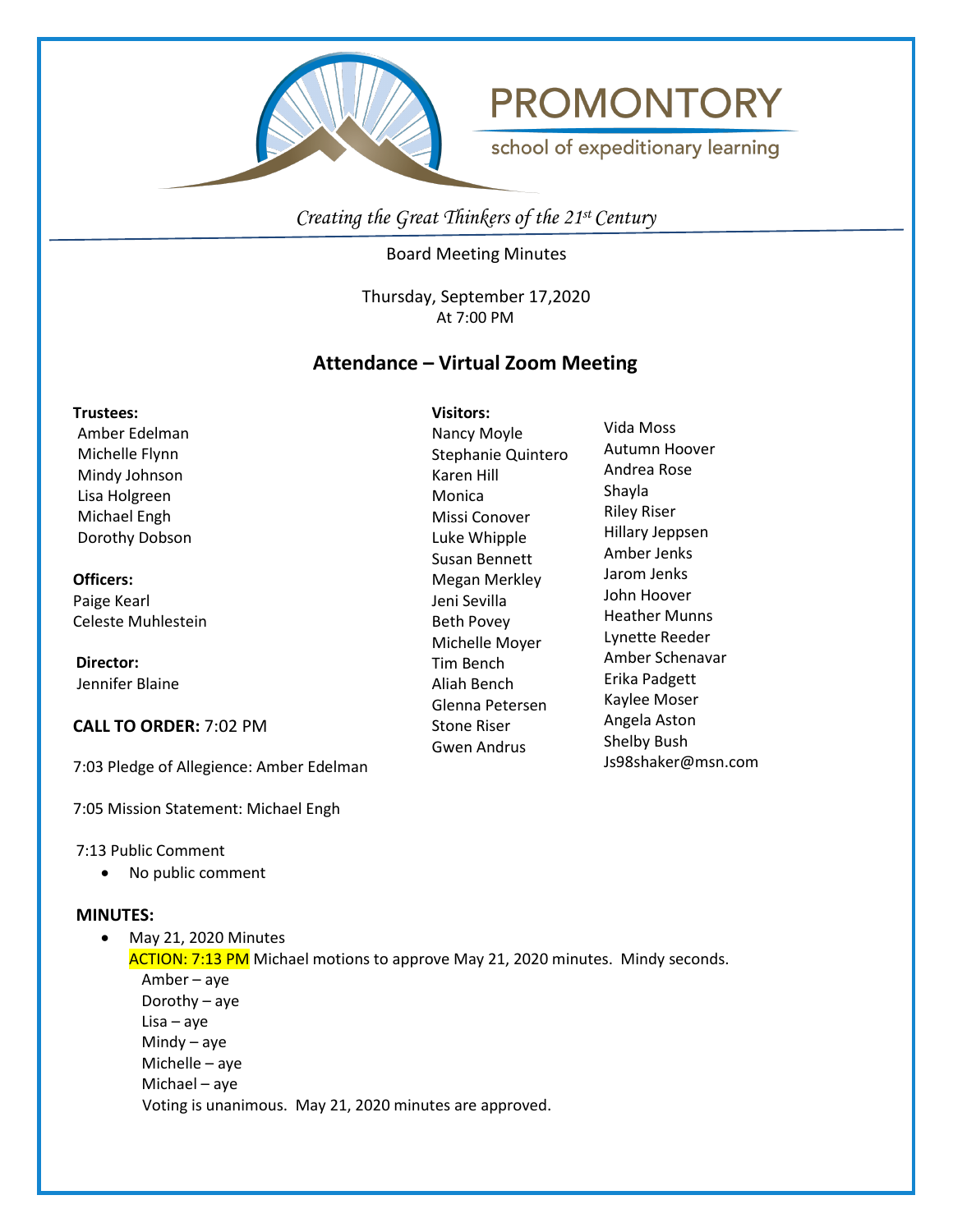# PROMONTORY

school of expeditionary learning

*Creating the Great Thinkers of the 21st Century*

Board Meeting Minutes

Thursday, September 17,2020
At 7:00 PM

## Attendance – Virtual Zoom Meeting

**Trustees:**
Amber Edelman
Michelle Flynn
Mindy Johnson
Lisa Holgreen
Michael Engh
Dorothy Dobson

**Officers:**
Paige Kearl
Celeste Muhlestein

**Director:**
Jennifer Blaine

**Visitors:**
Nancy Moyle
Stephanie Quintero
Karen Hill
Monica
Missi Conover
Luke Whipple
Susan Bennett
Megan Merkley
Jeni Sevilla
Beth Povey
Michelle Moyer
Tim Bench
Aliah Bench
Glenna Petersen
Stone Riser
Gwen Andrus
Vida Moss
Autumn Hoover
Andrea Rose
Shayla
Riley Riser
Hillary Jeppsen
Amber Jenks
Jarom Jenks
John Hoover
Heather Munns
Lynette Reeder
Amber Schenavar
Erika Padgett
Kaylee Moser
Angela Aston
Shelby Bush
Js98shaker@msn.com

**CALL TO ORDER:** 7:02 PM

7:03 Pledge of Allegience: Amber Edelman

7:05 Mission Statement: Michael Engh

7:13 Public Comment

- No public comment

**MINUTES:**

- May 21, 2020 Minutes
  ACTION: 7:13 PM Michael motions to approve May 21, 2020 minutes. Mindy seconds.
  Amber – aye
  Dorothy – aye
  Lisa – aye
  Mindy – aye
  Michelle – aye
  Michael – aye
  Voting is unanimous. May 21, 2020 minutes are approved.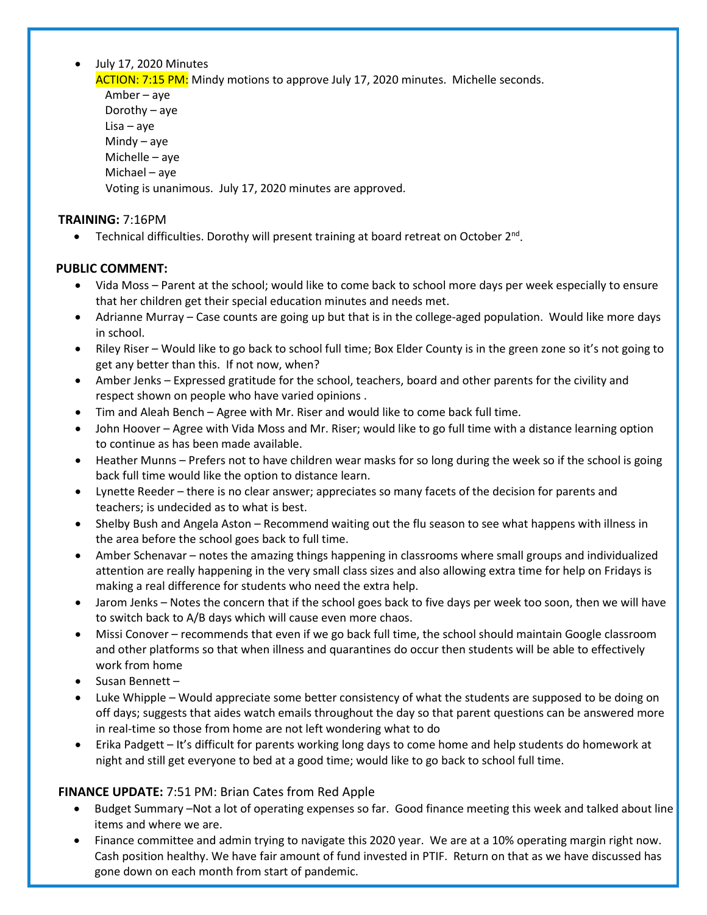- July 17, 2020 Minutes

  ACTION: 7:15 PM: Mindy motions to approve July 17, 2020 minutes. Michelle seconds.

  Amber – aye
  Dorothy – aye
  Lisa – aye
  Mindy – aye
  Michelle – aye
  Michael – aye
  Voting is unanimous. July 17, 2020 minutes are approved.

**TRAINING:** 7:16PM

- Technical difficulties. Dorothy will present training at board retreat on October 2nd.

**PUBLIC COMMENT:**

- Vida Moss – Parent at the school; would like to come back to school more days per week especially to ensure that her children get their special education minutes and needs met.
- Adrianne Murray – Case counts are going up but that is in the college-aged population. Would like more days in school.
- Riley Riser – Would like to go back to school full time; Box Elder County is in the green zone so it's not going to get any better than this. If not now, when?
- Amber Jenks – Expressed gratitude for the school, teachers, board and other parents for the civility and respect shown on people who have varied opinions .
- Tim and Aleah Bench – Agree with Mr. Riser and would like to come back full time.
- John Hoover – Agree with Vida Moss and Mr. Riser; would like to go full time with a distance learning option to continue as has been made available.
- Heather Munns – Prefers not to have children wear masks for so long during the week so if the school is going back full time would like the option to distance learn.
- Lynette Reeder – there is no clear answer; appreciates so many facets of the decision for parents and teachers; is undecided as to what is best.
- Shelby Bush and Angela Aston – Recommend waiting out the flu season to see what happens with illness in the area before the school goes back to full time.
- Amber Schenavar – notes the amazing things happening in classrooms where small groups and individualized attention are really happening in the very small class sizes and also allowing extra time for help on Fridays is making a real difference for students who need the extra help.
- Jarom Jenks – Notes the concern that if the school goes back to five days per week too soon, then we will have to switch back to A/B days which will cause even more chaos.
- Missi Conover – recommends that even if we go back full time, the school should maintain Google classroom and other platforms so that when illness and quarantines do occur then students will be able to effectively work from home
- Susan Bennett –
- Luke Whipple – Would appreciate some better consistency of what the students are supposed to be doing on off days; suggests that aides watch emails throughout the day so that parent questions can be answered more in real-time so those from home are not left wondering what to do
- Erika Padgett – It's difficult for parents working long days to come home and help students do homework at night and still get everyone to bed at a good time; would like to go back to school full time.

**FINANCE UPDATE:** 7:51 PM: Brian Cates from Red Apple

- Budget Summary –Not a lot of operating expenses so far. Good finance meeting this week and talked about line items and where we are.
- Finance committee and admin trying to navigate this 2020 year. We are at a 10% operating margin right now. Cash position healthy. We have fair amount of fund invested in PTIF. Return on that as we have discussed has gone down on each month from start of pandemic.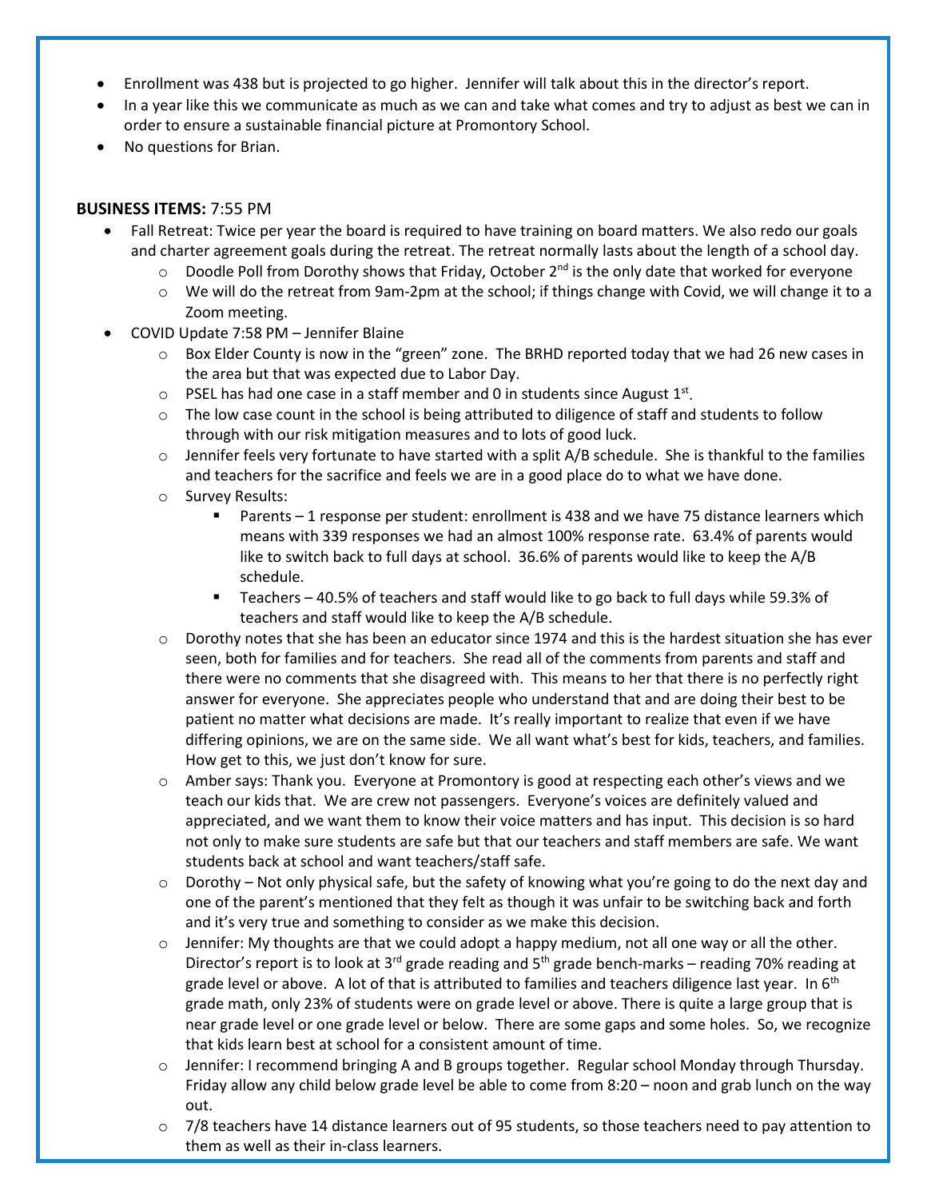- Enrollment was 438 but is projected to go higher. Jennifer will talk about this in the director's report.
- In a year like this we communicate as much as we can and take what comes and try to adjust as best we can in order to ensure a sustainable financial picture at Promontory School.
- No questions for Brian.

**BUSINESS ITEMS:** 7:55 PM

- Fall Retreat: Twice per year the board is required to have training on board matters. We also redo our goals and charter agreement goals during the retreat. The retreat normally lasts about the length of a school day.
  - Doodle Poll from Dorothy shows that Friday, October 2nd is the only date that worked for everyone
  - We will do the retreat from 9am-2pm at the school; if things change with Covid, we will change it to a Zoom meeting.
- COVID Update 7:58 PM – Jennifer Blaine
  - Box Elder County is now in the "green" zone. The BRHD reported today that we had 26 new cases in the area but that was expected due to Labor Day.
  - PSEL has had one case in a staff member and 0 in students since August 1st.
  - The low case count in the school is being attributed to diligence of staff and students to follow through with our risk mitigation measures and to lots of good luck.
  - Jennifer feels very fortunate to have started with a split A/B schedule. She is thankful to the families and teachers for the sacrifice and feels we are in a good place do to what we have done.
  - Survey Results:
    - Parents – 1 response per student: enrollment is 438 and we have 75 distance learners which means with 339 responses we had an almost 100% response rate. 63.4% of parents would like to switch back to full days at school. 36.6% of parents would like to keep the A/B schedule.
    - Teachers – 40.5% of teachers and staff would like to go back to full days while 59.3% of teachers and staff would like to keep the A/B schedule.
  - Dorothy notes that she has been an educator since 1974 and this is the hardest situation she has ever seen, both for families and for teachers. She read all of the comments from parents and staff and there were no comments that she disagreed with. This means to her that there is no perfectly right answer for everyone. She appreciates people who understand that and are doing their best to be patient no matter what decisions are made. It's really important to realize that even if we have differing opinions, we are on the same side. We all want what's best for kids, teachers, and families. How get to this, we just don't know for sure.
  - Amber says: Thank you. Everyone at Promontory is good at respecting each other's views and we teach our kids that. We are crew not passengers. Everyone's voices are definitely valued and appreciated, and we want them to know their voice matters and has input. This decision is so hard not only to make sure students are safe but that our teachers and staff members are safe. We want students back at school and want teachers/staff safe.
  - Dorothy – Not only physical safe, but the safety of knowing what you're going to do the next day and one of the parent's mentioned that they felt as though it was unfair to be switching back and forth and it's very true and something to consider as we make this decision.
  - Jennifer: My thoughts are that we could adopt a happy medium, not all one way or all the other. Director's report is to look at 3rd grade reading and 5th grade bench-marks – reading 70% reading at grade level or above. A lot of that is attributed to families and teachers diligence last year. In 6th grade math, only 23% of students were on grade level or above. There is quite a large group that is near grade level or one grade level or below. There are some gaps and some holes. So, we recognize that kids learn best at school for a consistent amount of time.
  - Jennifer: I recommend bringing A and B groups together. Regular school Monday through Thursday. Friday allow any child below grade level be able to come from 8:20 – noon and grab lunch on the way out.
  - 7/8 teachers have 14 distance learners out of 95 students, so those teachers need to pay attention to them as well as their in-class learners.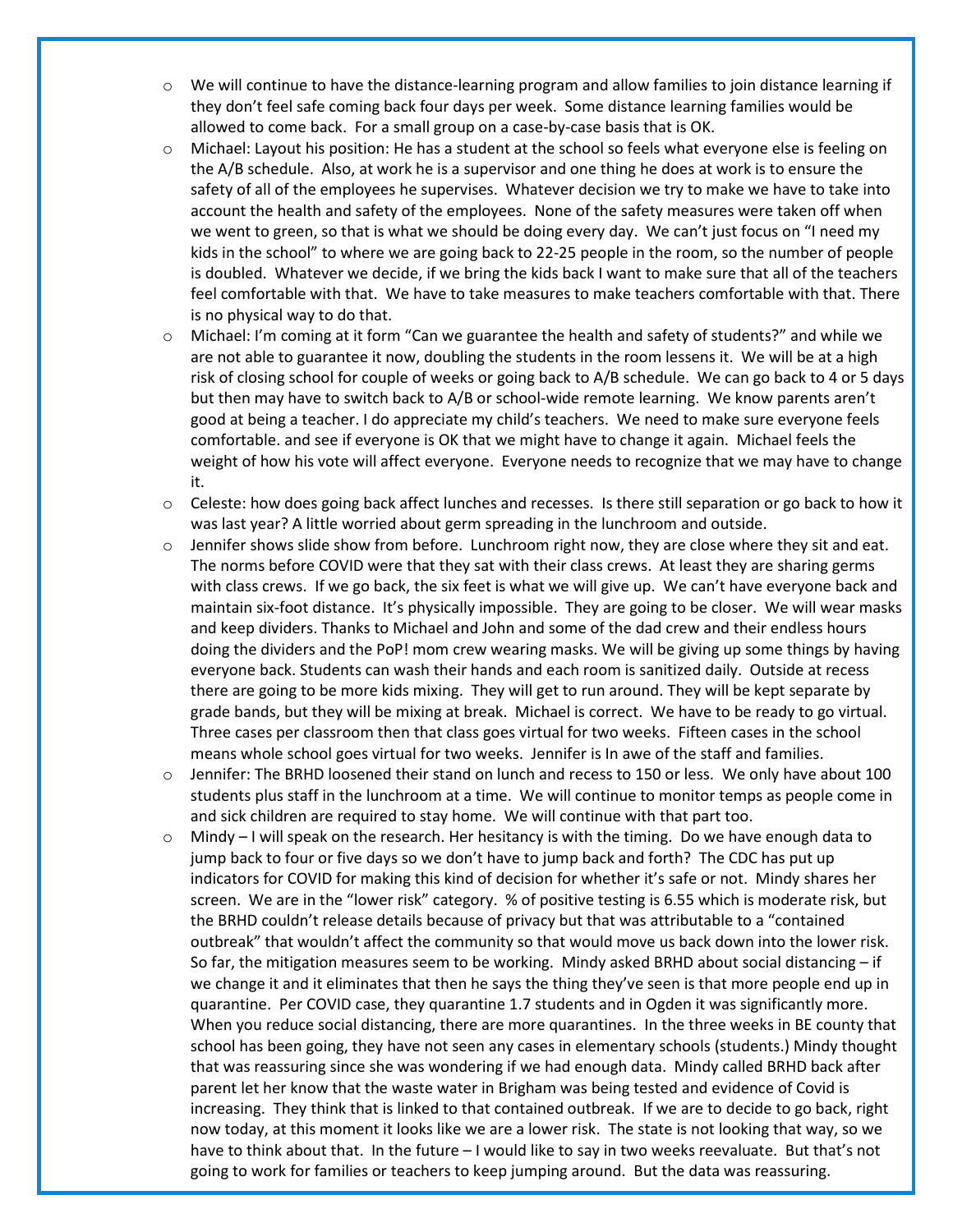- We will continue to have the distance-learning program and allow families to join distance learning if they don't feel safe coming back four days per week. Some distance learning families would be allowed to come back. For a small group on a case-by-case basis that is OK.
- Michael: Layout his position: He has a student at the school so feels what everyone else is feeling on the A/B schedule. Also, at work he is a supervisor and one thing he does at work is to ensure the safety of all of the employees he supervises. Whatever decision we try to make we have to take into account the health and safety of the employees. None of the safety measures were taken off when we went to green, so that is what we should be doing every day. We can't just focus on "I need my kids in the school" to where we are going back to 22-25 people in the room, so the number of people is doubled. Whatever we decide, if we bring the kids back I want to make sure that all of the teachers feel comfortable with that. We have to take measures to make teachers comfortable with that. There is no physical way to do that.
- Michael: I'm coming at it form "Can we guarantee the health and safety of students?" and while we are not able to guarantee it now, doubling the students in the room lessens it. We will be at a high risk of closing school for couple of weeks or going back to A/B schedule. We can go back to 4 or 5 days but then may have to switch back to A/B or school-wide remote learning. We know parents aren't good at being a teacher. I do appreciate my child's teachers. We need to make sure everyone feels comfortable. and see if everyone is OK that we might have to change it again. Michael feels the weight of how his vote will affect everyone. Everyone needs to recognize that we may have to change it.
- Celeste: how does going back affect lunches and recesses. Is there still separation or go back to how it was last year? A little worried about germ spreading in the lunchroom and outside.
- Jennifer shows slide show from before. Lunchroom right now, they are close where they sit and eat. The norms before COVID were that they sat with their class crews. At least they are sharing germs with class crews. If we go back, the six feet is what we will give up. We can't have everyone back and maintain six-foot distance. It's physically impossible. They are going to be closer. We will wear masks and keep dividers. Thanks to Michael and John and some of the dad crew and their endless hours doing the dividers and the PoP! mom crew wearing masks. We will be giving up some things by having everyone back. Students can wash their hands and each room is sanitized daily. Outside at recess there are going to be more kids mixing. They will get to run around. They will be kept separate by grade bands, but they will be mixing at break. Michael is correct. We have to be ready to go virtual. Three cases per classroom then that class goes virtual for two weeks. Fifteen cases in the school means whole school goes virtual for two weeks. Jennifer is In awe of the staff and families.
- Jennifer: The BRHD loosened their stand on lunch and recess to 150 or less. We only have about 100 students plus staff in the lunchroom at a time. We will continue to monitor temps as people come in and sick children are required to stay home. We will continue with that part too.
- Mindy – I will speak on the research. Her hesitancy is with the timing. Do we have enough data to jump back to four or five days so we don't have to jump back and forth? The CDC has put up indicators for COVID for making this kind of decision for whether it's safe or not. Mindy shares her screen. We are in the "lower risk" category. % of positive testing is 6.55 which is moderate risk, but the BRHD couldn't release details because of privacy but that was attributable to a "contained outbreak" that wouldn't affect the community so that would move us back down into the lower risk. So far, the mitigation measures seem to be working. Mindy asked BRHD about social distancing – if we change it and it eliminates that then he says the thing they've seen is that more people end up in quarantine. Per COVID case, they quarantine 1.7 students and in Ogden it was significantly more. When you reduce social distancing, there are more quarantines. In the three weeks in BE county that school has been going, they have not seen any cases in elementary schools (students.) Mindy thought that was reassuring since she was wondering if we had enough data. Mindy called BRHD back after parent let her know that the waste water in Brigham was being tested and evidence of Covid is increasing. They think that is linked to that contained outbreak. If we are to decide to go back, right now today, at this moment it looks like we are a lower risk. The state is not looking that way, so we have to think about that. In the future – I would like to say in two weeks reevaluate. But that's not going to work for families or teachers to keep jumping around. But the data was reassuring.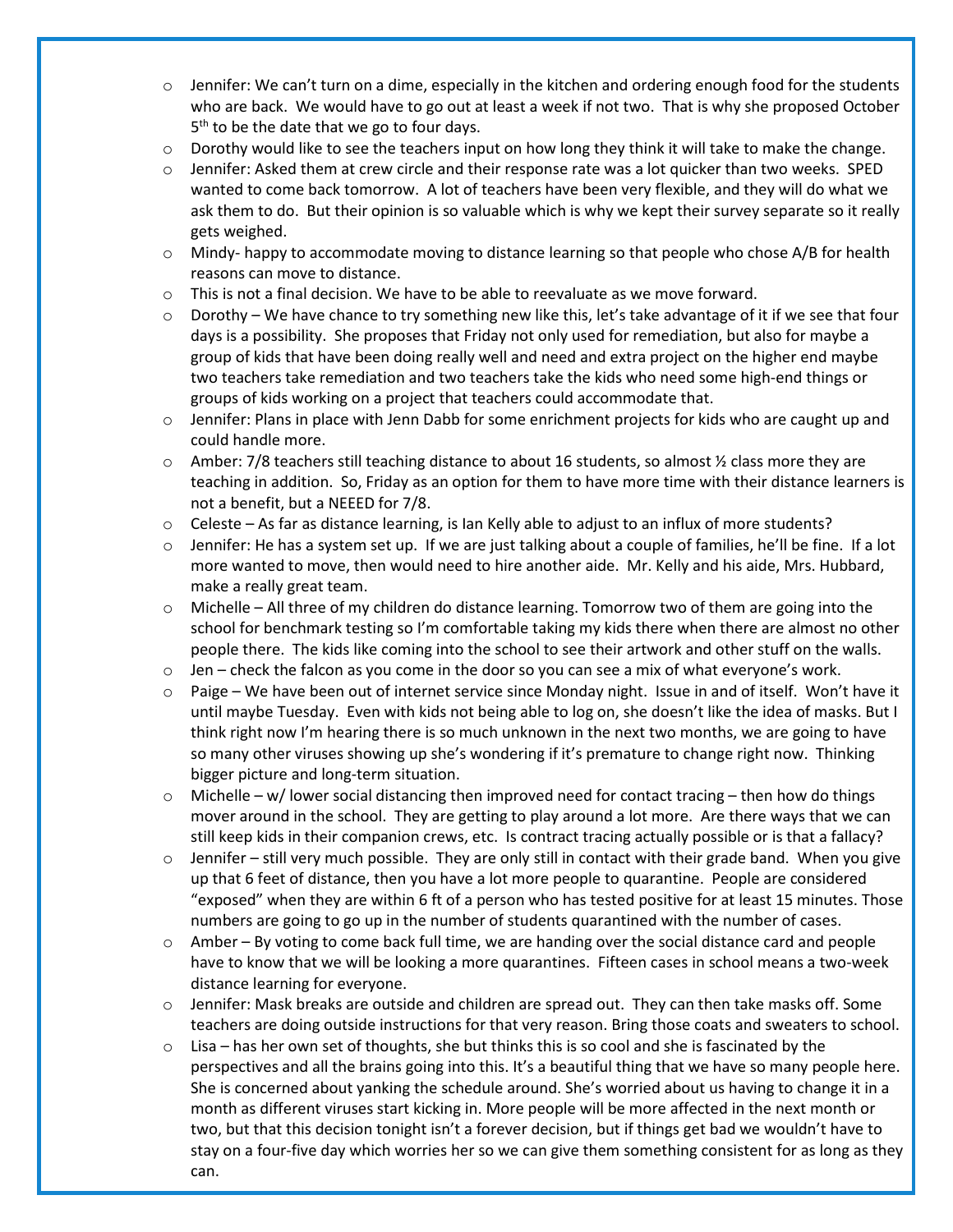- Jennifer: We can't turn on a dime, especially in the kitchen and ordering enough food for the students who are back. We would have to go out at least a week if not two. That is why she proposed October 5th to be the date that we go to four days.
- Dorothy would like to see the teachers input on how long they think it will take to make the change.
- Jennifer: Asked them at crew circle and their response rate was a lot quicker than two weeks. SPED wanted to come back tomorrow. A lot of teachers have been very flexible, and they will do what we ask them to do. But their opinion is so valuable which is why we kept their survey separate so it really gets weighed.
- Mindy- happy to accommodate moving to distance learning so that people who chose A/B for health reasons can move to distance.
- This is not a final decision. We have to be able to reevaluate as we move forward.
- Dorothy – We have chance to try something new like this, let's take advantage of it if we see that four days is a possibility. She proposes that Friday not only used for remediation, but also for maybe a group of kids that have been doing really well and need and extra project on the higher end maybe two teachers take remediation and two teachers take the kids who need some high-end things or groups of kids working on a project that teachers could accommodate that.
- Jennifer: Plans in place with Jenn Dabb for some enrichment projects for kids who are caught up and could handle more.
- Amber: 7/8 teachers still teaching distance to about 16 students, so almost ½ class more they are teaching in addition. So, Friday as an option for them to have more time with their distance learners is not a benefit, but a NEEED for 7/8.
- Celeste – As far as distance learning, is Ian Kelly able to adjust to an influx of more students?
- Jennifer: He has a system set up. If we are just talking about a couple of families, he'll be fine. If a lot more wanted to move, then would need to hire another aide. Mr. Kelly and his aide, Mrs. Hubbard, make a really great team.
- Michelle – All three of my children do distance learning. Tomorrow two of them are going into the school for benchmark testing so I'm comfortable taking my kids there when there are almost no other people there. The kids like coming into the school to see their artwork and other stuff on the walls.
- Jen – check the falcon as you come in the door so you can see a mix of what everyone's work.
- Paige – We have been out of internet service since Monday night. Issue in and of itself. Won't have it until maybe Tuesday. Even with kids not being able to log on, she doesn't like the idea of masks. But I think right now I'm hearing there is so much unknown in the next two months, we are going to have so many other viruses showing up she's wondering if it's premature to change right now. Thinking bigger picture and long-term situation.
- Michelle – w/ lower social distancing then improved need for contact tracing – then how do things mover around in the school. They are getting to play around a lot more. Are there ways that we can still keep kids in their companion crews, etc. Is contract tracing actually possible or is that a fallacy?
- Jennifer – still very much possible. They are only still in contact with their grade band. When you give up that 6 feet of distance, then you have a lot more people to quarantine. People are considered "exposed" when they are within 6 ft of a person who has tested positive for at least 15 minutes. Those numbers are going to go up in the number of students quarantined with the number of cases.
- Amber – By voting to come back full time, we are handing over the social distance card and people have to know that we will be looking a more quarantines. Fifteen cases in school means a two-week distance learning for everyone.
- Jennifer: Mask breaks are outside and children are spread out. They can then take masks off. Some teachers are doing outside instructions for that very reason. Bring those coats and sweaters to school.
- Lisa – has her own set of thoughts, she but thinks this is so cool and she is fascinated by the perspectives and all the brains going into this. It's a beautiful thing that we have so many people here. She is concerned about yanking the schedule around. She's worried about us having to change it in a month as different viruses start kicking in. More people will be more affected in the next month or two, but that this decision tonight isn't a forever decision, but if things get bad we wouldn't have to stay on a four-five day which worries her so we can give them something consistent for as long as they can.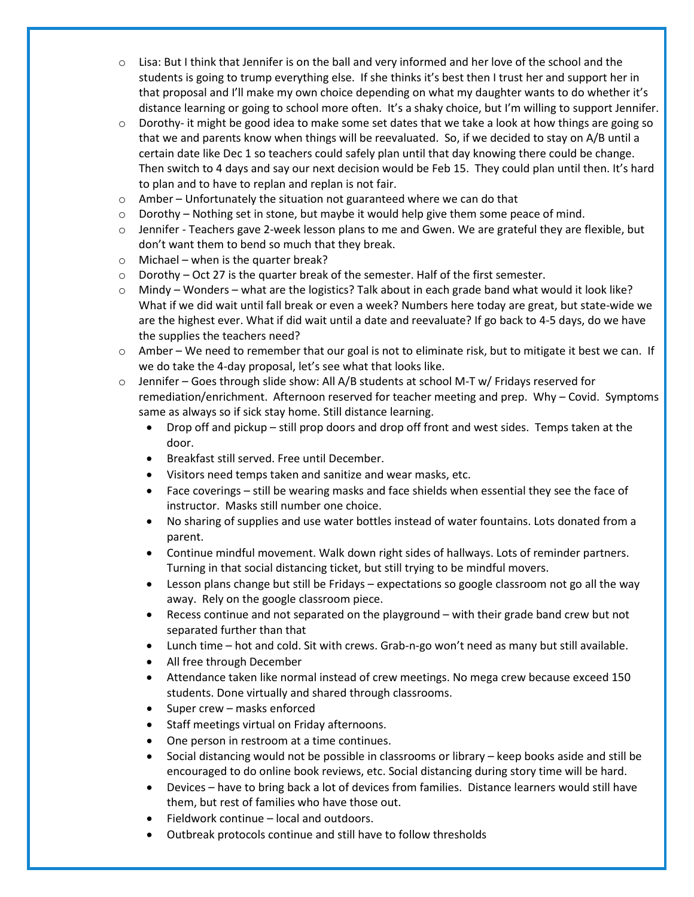- Lisa: But I think that Jennifer is on the ball and very informed and her love of the school and the students is going to trump everything else. If she thinks it's best then I trust her and support her in that proposal and I'll make my own choice depending on what my daughter wants to do whether it's distance learning or going to school more often. It's a shaky choice, but I'm willing to support Jennifer.
- Dorothy- it might be good idea to make some set dates that we take a look at how things are going so that we and parents know when things will be reevaluated. So, if we decided to stay on A/B until a certain date like Dec 1 so teachers could safely plan until that day knowing there could be change. Then switch to 4 days and say our next decision would be Feb 15. They could plan until then. It's hard to plan and to have to replan and replan is not fair.
- Amber – Unfortunately the situation not guaranteed where we can do that
- Dorothy – Nothing set in stone, but maybe it would help give them some peace of mind.
- Jennifer - Teachers gave 2-week lesson plans to me and Gwen. We are grateful they are flexible, but don't want them to bend so much that they break.
- Michael – when is the quarter break?
- Dorothy – Oct 27 is the quarter break of the semester. Half of the first semester.
- Mindy – Wonders – what are the logistics? Talk about in each grade band what would it look like? What if we did wait until fall break or even a week? Numbers here today are great, but state-wide we are the highest ever. What if did wait until a date and reevaluate? If go back to 4-5 days, do we have the supplies the teachers need?
- Amber – We need to remember that our goal is not to eliminate risk, but to mitigate it best we can. If we do take the 4-day proposal, let's see what that looks like.
- Jennifer – Goes through slide show: All A/B students at school M-T w/ Fridays reserved for remediation/enrichment. Afternoon reserved for teacher meeting and prep. Why – Covid. Symptoms same as always so if sick stay home. Still distance learning.
  - Drop off and pickup – still prop doors and drop off front and west sides. Temps taken at the door.
  - Breakfast still served. Free until December.
  - Visitors need temps taken and sanitize and wear masks, etc.
  - Face coverings – still be wearing masks and face shields when essential they see the face of instructor. Masks still number one choice.
  - No sharing of supplies and use water bottles instead of water fountains. Lots donated from a parent.
  - Continue mindful movement. Walk down right sides of hallways. Lots of reminder partners. Turning in that social distancing ticket, but still trying to be mindful movers.
  - Lesson plans change but still be Fridays – expectations so google classroom not go all the way away. Rely on the google classroom piece.
  - Recess continue and not separated on the playground – with their grade band crew but not separated further than that
  - Lunch time – hot and cold. Sit with crews. Grab-n-go won't need as many but still available.
  - All free through December
  - Attendance taken like normal instead of crew meetings. No mega crew because exceed 150 students. Done virtually and shared through classrooms.
  - Super crew – masks enforced
  - Staff meetings virtual on Friday afternoons.
  - One person in restroom at a time continues.
  - Social distancing would not be possible in classrooms or library – keep books aside and still be encouraged to do online book reviews, etc. Social distancing during story time will be hard.
  - Devices – have to bring back a lot of devices from families. Distance learners would still have them, but rest of families who have those out.
  - Fieldwork continue – local and outdoors.
  - Outbreak protocols continue and still have to follow thresholds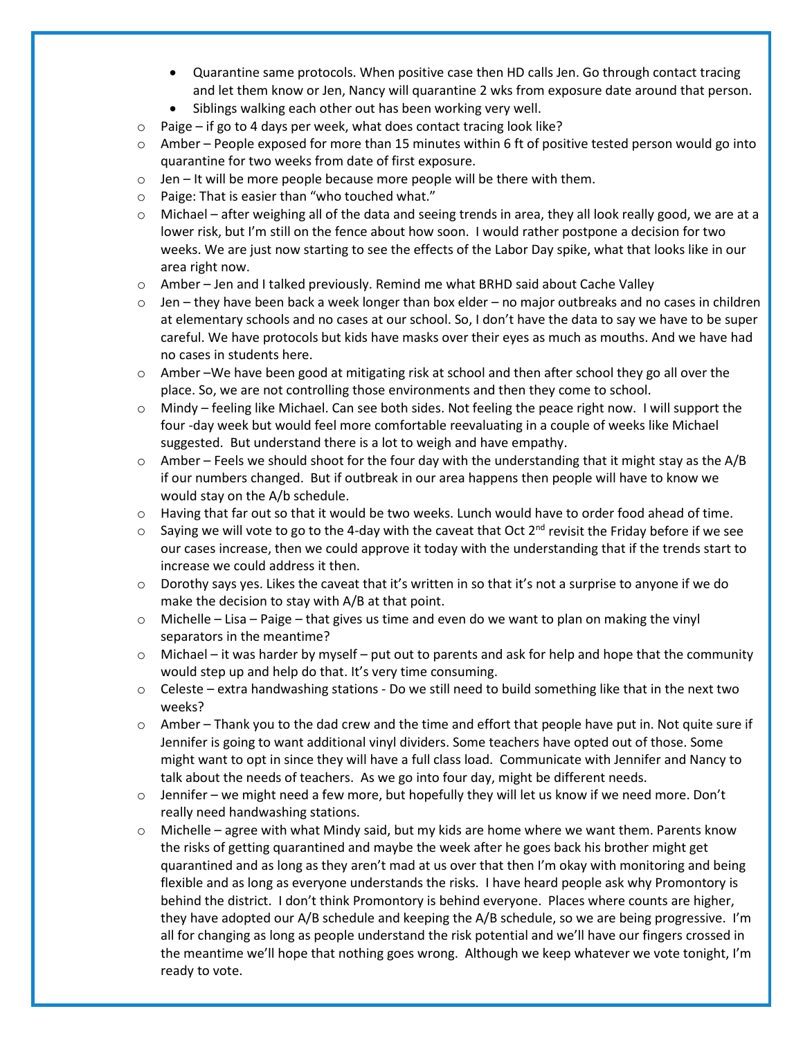- Quarantine same protocols. When positive case then HD calls Jen. Go through contact tracing and let them know or Jen, Nancy will quarantine 2 wks from exposure date around that person.
  - Siblings walking each other out has been working very well.
- Paige – if go to 4 days per week, what does contact tracing look like?
- Amber – People exposed for more than 15 minutes within 6 ft of positive tested person would go into quarantine for two weeks from date of first exposure.
- Jen – It will be more people because more people will be there with them.
- Paige: That is easier than "who touched what."
- Michael – after weighing all of the data and seeing trends in area, they all look really good, we are at a lower risk, but I'm still on the fence about how soon. I would rather postpone a decision for two weeks. We are just now starting to see the effects of the Labor Day spike, what that looks like in our area right now.
- Amber – Jen and I talked previously. Remind me what BRHD said about Cache Valley
- Jen – they have been back a week longer than box elder – no major outbreaks and no cases in children at elementary schools and no cases at our school. So, I don't have the data to say we have to be super careful. We have protocols but kids have masks over their eyes as much as mouths. And we have had no cases in students here.
- Amber –We have been good at mitigating risk at school and then after school they go all over the place. So, we are not controlling those environments and then they come to school.
- Mindy – feeling like Michael. Can see both sides. Not feeling the peace right now. I will support the four -day week but would feel more comfortable reevaluating in a couple of weeks like Michael suggested. But understand there is a lot to weigh and have empathy.
- Amber – Feels we should shoot for the four day with the understanding that it might stay as the A/B if our numbers changed. But if outbreak in our area happens then people will have to know we would stay on the A/b schedule.
- Having that far out so that it would be two weeks. Lunch would have to order food ahead of time.
- Saying we will vote to go to the 4-day with the caveat that Oct 2nd revisit the Friday before if we see our cases increase, then we could approve it today with the understanding that if the trends start to increase we could address it then.
- Dorothy says yes. Likes the caveat that it's written in so that it's not a surprise to anyone if we do make the decision to stay with A/B at that point.
- Michelle – Lisa – Paige – that gives us time and even do we want to plan on making the vinyl separators in the meantime?
- Michael – it was harder by myself – put out to parents and ask for help and hope that the community would step up and help do that. It's very time consuming.
- Celeste – extra handwashing stations - Do we still need to build something like that in the next two weeks?
- Amber – Thank you to the dad crew and the time and effort that people have put in. Not quite sure if Jennifer is going to want additional vinyl dividers. Some teachers have opted out of those. Some might want to opt in since they will have a full class load. Communicate with Jennifer and Nancy to talk about the needs of teachers. As we go into four day, might be different needs.
- Jennifer – we might need a few more, but hopefully they will let us know if we need more. Don't really need handwashing stations.
- Michelle – agree with what Mindy said, but my kids are home where we want them. Parents know the risks of getting quarantined and maybe the week after he goes back his brother might get quarantined and as long as they aren't mad at us over that then I'm okay with monitoring and being flexible and as long as everyone understands the risks. I have heard people ask why Promontory is behind the district. I don't think Promontory is behind everyone. Places where counts are higher, they have adopted our A/B schedule and keeping the A/B schedule, so we are being progressive. I'm all for changing as long as people understand the risk potential and we'll have our fingers crossed in the meantime we'll hope that nothing goes wrong. Although we keep whatever we vote tonight, I'm ready to vote.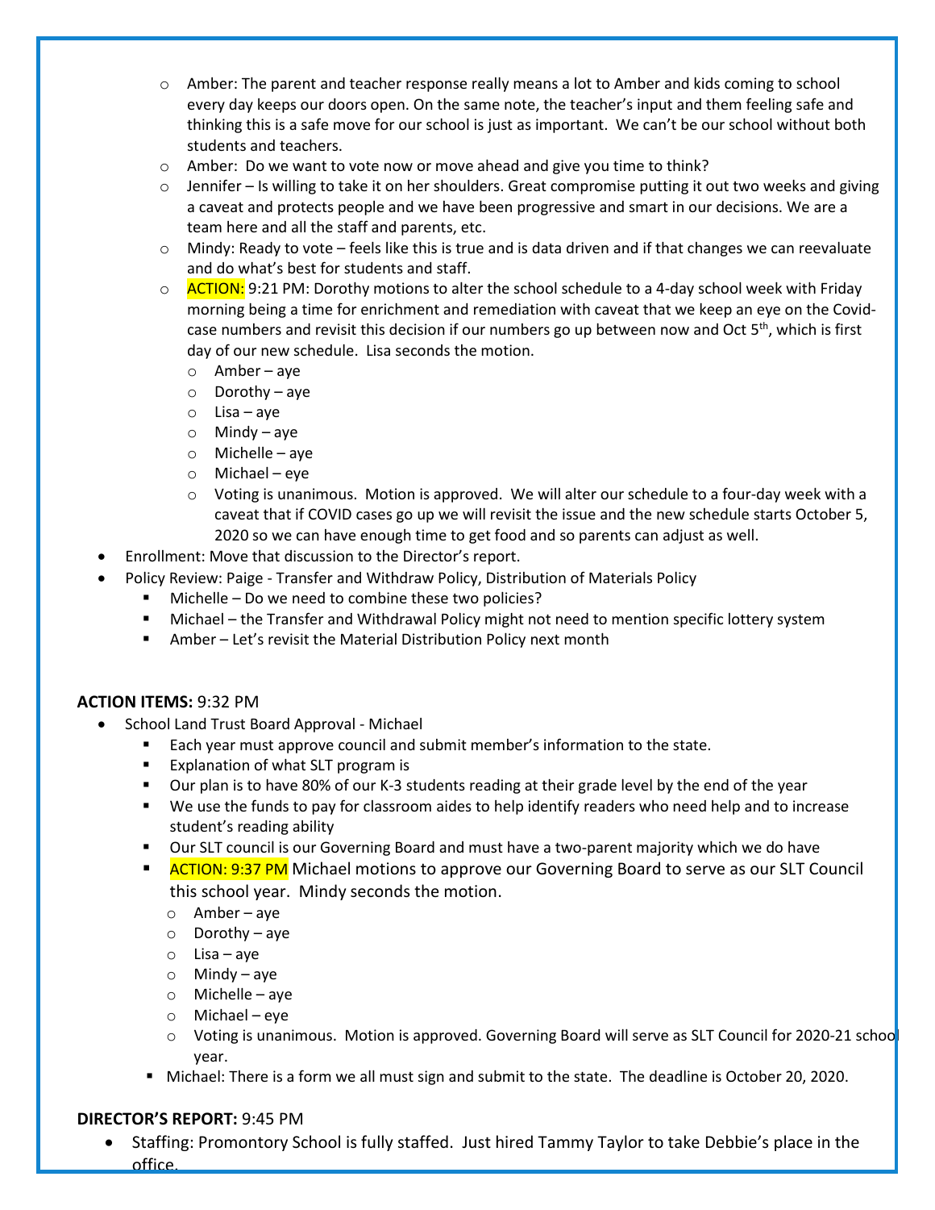- Amber: The parent and teacher response really means a lot to Amber and kids coming to school every day keeps our doors open. On the same note, the teacher's input and them feeling safe and thinking this is a safe move for our school is just as important. We can't be our school without both students and teachers.
- Amber: Do we want to vote now or move ahead and give you time to think?
- Jennifer – Is willing to take it on her shoulders. Great compromise putting it out two weeks and giving a caveat and protects people and we have been progressive and smart in our decisions. We are a team here and all the staff and parents, etc.
- Mindy: Ready to vote – feels like this is true and is data driven and if that changes we can reevaluate and do what's best for students and staff.
- ACTION: 9:21 PM: Dorothy motions to alter the school schedule to a 4-day school week with Friday morning being a time for enrichment and remediation with caveat that we keep an eye on the Covid-case numbers and revisit this decision if our numbers go up between now and Oct 5th, which is first day of our new schedule. Lisa seconds the motion.
  - Amber – aye
  - Dorothy – aye
  - Lisa – aye
  - Mindy – aye
  - Michelle – aye
  - Michael – eye
  - Voting is unanimous. Motion is approved. We will alter our schedule to a four-day week with a caveat that if COVID cases go up we will revisit the issue and the new schedule starts October 5, 2020 so we can have enough time to get food and so parents can adjust as well.

- Enrollment: Move that discussion to the Director's report.
- Policy Review: Paige - Transfer and Withdraw Policy, Distribution of Materials Policy
  - Michelle – Do we need to combine these two policies?
  - Michael – the Transfer and Withdrawal Policy might not need to mention specific lottery system
  - Amber – Let's revisit the Material Distribution Policy next month

**ACTION ITEMS:** 9:32 PM

- School Land Trust Board Approval - Michael
  - Each year must approve council and submit member's information to the state.
  - Explanation of what SLT program is
  - Our plan is to have 80% of our K-3 students reading at their grade level by the end of the year
  - We use the funds to pay for classroom aides to help identify readers who need help and to increase student's reading ability
  - Our SLT council is our Governing Board and must have a two-parent majority which we do have
  - ACTION: 9:37 PM Michael motions to approve our Governing Board to serve as our SLT Council this school year. Mindy seconds the motion.
    - Amber – aye
    - Dorothy – aye
    - Lisa – aye
    - Mindy – aye
    - Michelle – aye
    - Michael – eye
    - Voting is unanimous. Motion is approved. Governing Board will serve as SLT Council for 2020-21 school year.
  - Michael: There is a form we all must sign and submit to the state. The deadline is October 20, 2020.

**DIRECTOR'S REPORT:** 9:45 PM

- Staffing: Promontory School is fully staffed. Just hired Tammy Taylor to take Debbie's place in the office.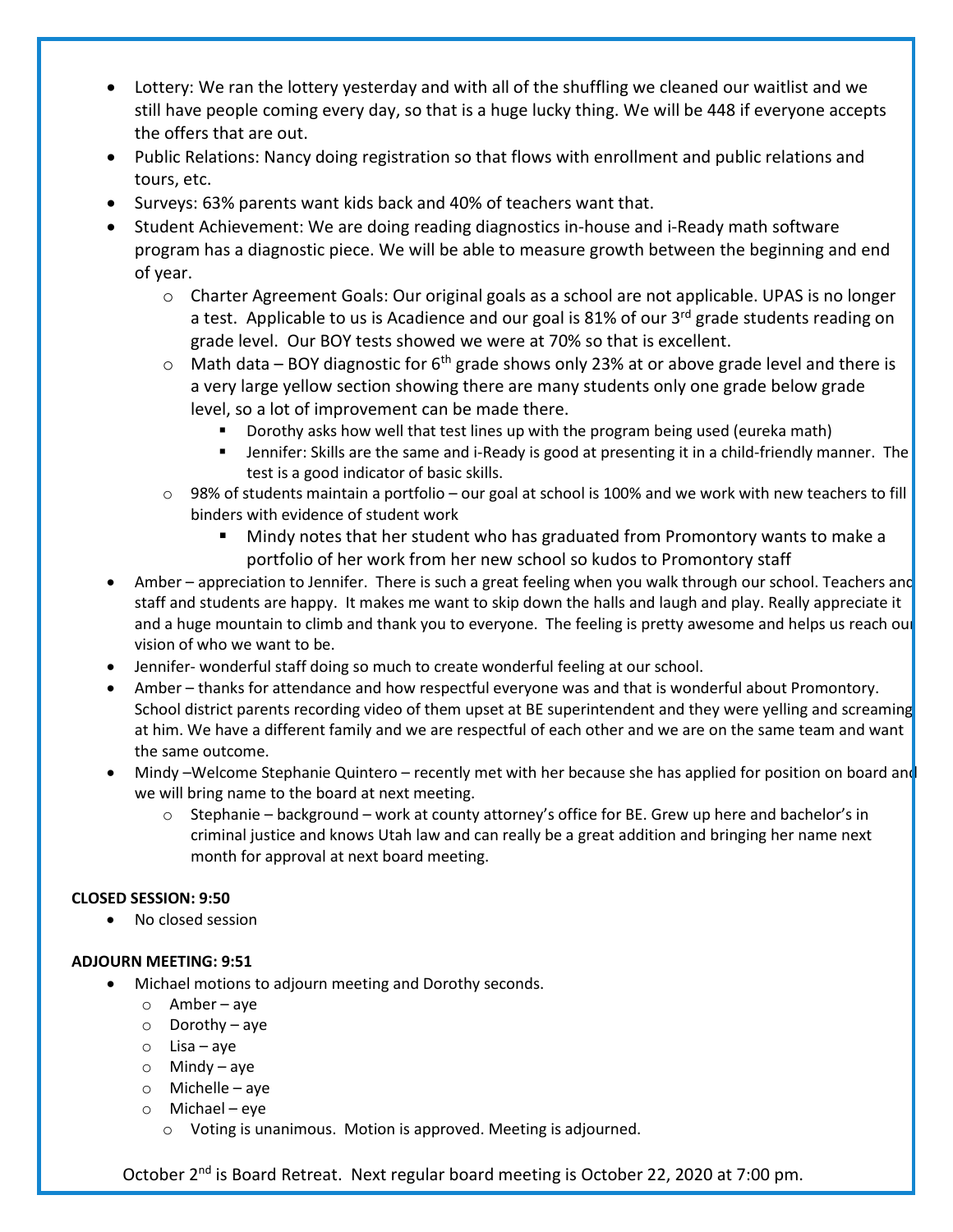- Lottery: We ran the lottery yesterday and with all of the shuffling we cleaned our waitlist and we still have people coming every day, so that is a huge lucky thing. We will be 448 if everyone accepts the offers that are out.
- Public Relations: Nancy doing registration so that flows with enrollment and public relations and tours, etc.
- Surveys: 63% parents want kids back and 40% of teachers want that.
- Student Achievement: We are doing reading diagnostics in-house and i-Ready math software program has a diagnostic piece. We will be able to measure growth between the beginning and end of year.
  - Charter Agreement Goals: Our original goals as a school are not applicable. UPAS is no longer a test. Applicable to us is Acadience and our goal is 81% of our 3rd grade students reading on grade level. Our BOY tests showed we were at 70% so that is excellent.
  - Math data – BOY diagnostic for 6th grade shows only 23% at or above grade level and there is a very large yellow section showing there are many students only one grade below grade level, so a lot of improvement can be made there.
    - Dorothy asks how well that test lines up with the program being used (eureka math)
    - Jennifer: Skills are the same and i-Ready is good at presenting it in a child-friendly manner. The test is a good indicator of basic skills.
  - 98% of students maintain a portfolio – our goal at school is 100% and we work with new teachers to fill binders with evidence of student work
    - Mindy notes that her student who has graduated from Promontory wants to make a portfolio of her work from her new school so kudos to Promontory staff
- Amber – appreciation to Jennifer. There is such a great feeling when you walk through our school. Teachers and staff and students are happy. It makes me want to skip down the halls and laugh and play. Really appreciate it and a huge mountain to climb and thank you to everyone. The feeling is pretty awesome and helps us reach our vision of who we want to be.
- Jennifer- wonderful staff doing so much to create wonderful feeling at our school.
- Amber – thanks for attendance and how respectful everyone was and that is wonderful about Promontory. School district parents recording video of them upset at BE superintendent and they were yelling and screaming at him. We have a different family and we are respectful of each other and we are on the same team and want the same outcome.
- Mindy –Welcome Stephanie Quintero – recently met with her because she has applied for position on board and we will bring name to the board at next meeting.
  - Stephanie – background – work at county attorney's office for BE. Grew up here and bachelor's in criminal justice and knows Utah law and can really be a great addition and bringing her name next month for approval at next board meeting.

**CLOSED SESSION: 9:50**

- No closed session

**ADJOURN MEETING: 9:51**

- Michael motions to adjourn meeting and Dorothy seconds.
  - Amber – aye
  - Dorothy – aye
  - Lisa – aye
  - Mindy – aye
  - Michelle – aye
  - Michael – eye
    - Voting is unanimous. Motion is approved. Meeting is adjourned.

October 2nd is Board Retreat. Next regular board meeting is October 22, 2020 at 7:00 pm.